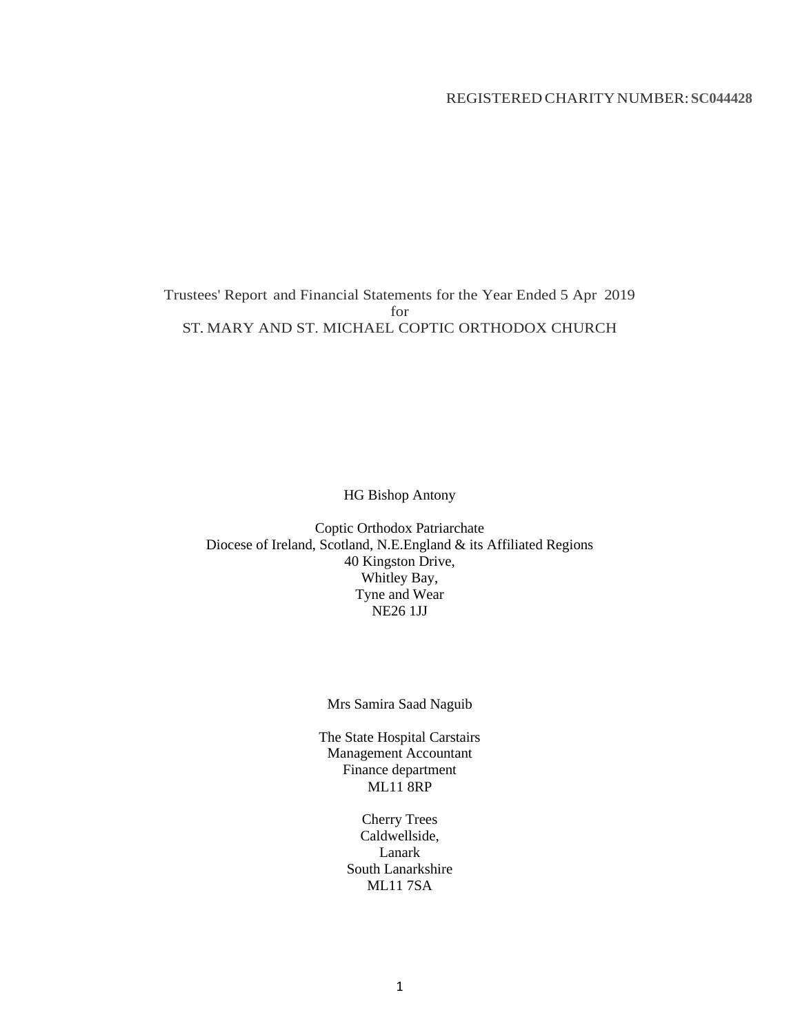REGISTERED CHARITY NUMBER: **SC044428**

Trustees' Report and Financial Statements for the Year Ended 5 Apr 2019
for
ST. MARY AND ST. MICHAEL COPTIC ORTHODOX CHURCH

HG Bishop Antony

Coptic Orthodox Patriarchate
Diocese of Ireland, Scotland, N.E.England & its Affiliated Regions
40 Kingston Drive,
Whitley Bay,
Tyne and Wear
NE26 1JJ

Mrs Samira Saad Naguib

The State Hospital Carstairs
Management Accountant
Finance department
ML11 8RP

Cherry Trees
Caldwellside,
Lanark
South Lanarkshire
ML11 7SA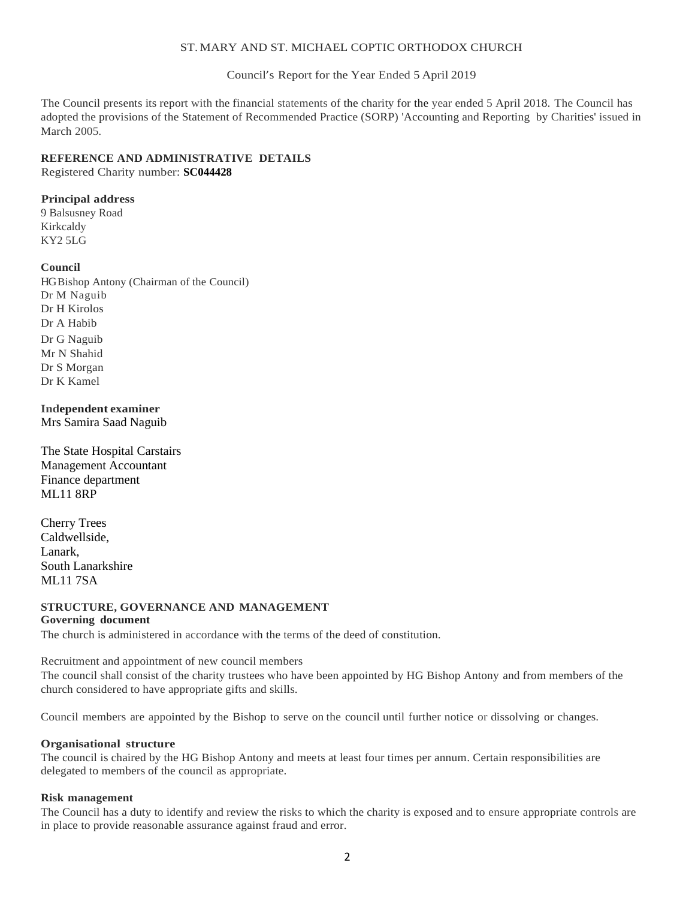ST. MARY AND ST. MICHAEL COPTIC ORTHODOX CHURCH

Council's Report for the Year Ended 5 April 2019

The Council presents its report with the financial statements of the charity for the year ended 5 April 2018. The Council has adopted the provisions of the Statement of Recommended Practice (SORP) 'Accounting and Reporting by Charities' issued in March 2005.

**REFERENCE AND ADMINISTRATIVE DETAILS**

Registered Charity number: **SC044428**

**Principal address**

9 Balsusney Road
Kirkcaldy
KY2 5LG

**Council**

HG Bishop Antony (Chairman of the Council)
Dr M Naguib
Dr H Kirolos
Dr A Habib
Dr G Naguib
Mr N Shahid
Dr S Morgan
Dr K Kamel

**Independent examiner**

Mrs Samira Saad Naguib

The State Hospital Carstairs
Management Accountant
Finance department
ML11 8RP

Cherry Trees
Caldwellside,
Lanark,
South Lanarkshire
ML11 7SA

**STRUCTURE, GOVERNANCE AND MANAGEMENT**

**Governing document**

The church is administered in accordance with the terms of the deed of constitution.

Recruitment and appointment of new council members

The council shall consist of the charity trustees who have been appointed by HG Bishop Antony and from members of the church considered to have appropriate gifts and skills.

Council members are appointed by the Bishop to serve on the council until further notice or dissolving or changes.

**Organisational structure**

The council is chaired by the HG Bishop Antony and meets at least four times per annum. Certain responsibilities are delegated to members of the council as appropriate.

**Risk management**

The Council has a duty to identify and review the risks to which the charity is exposed and to ensure appropriate controls are in place to provide reasonable assurance against fraud and error.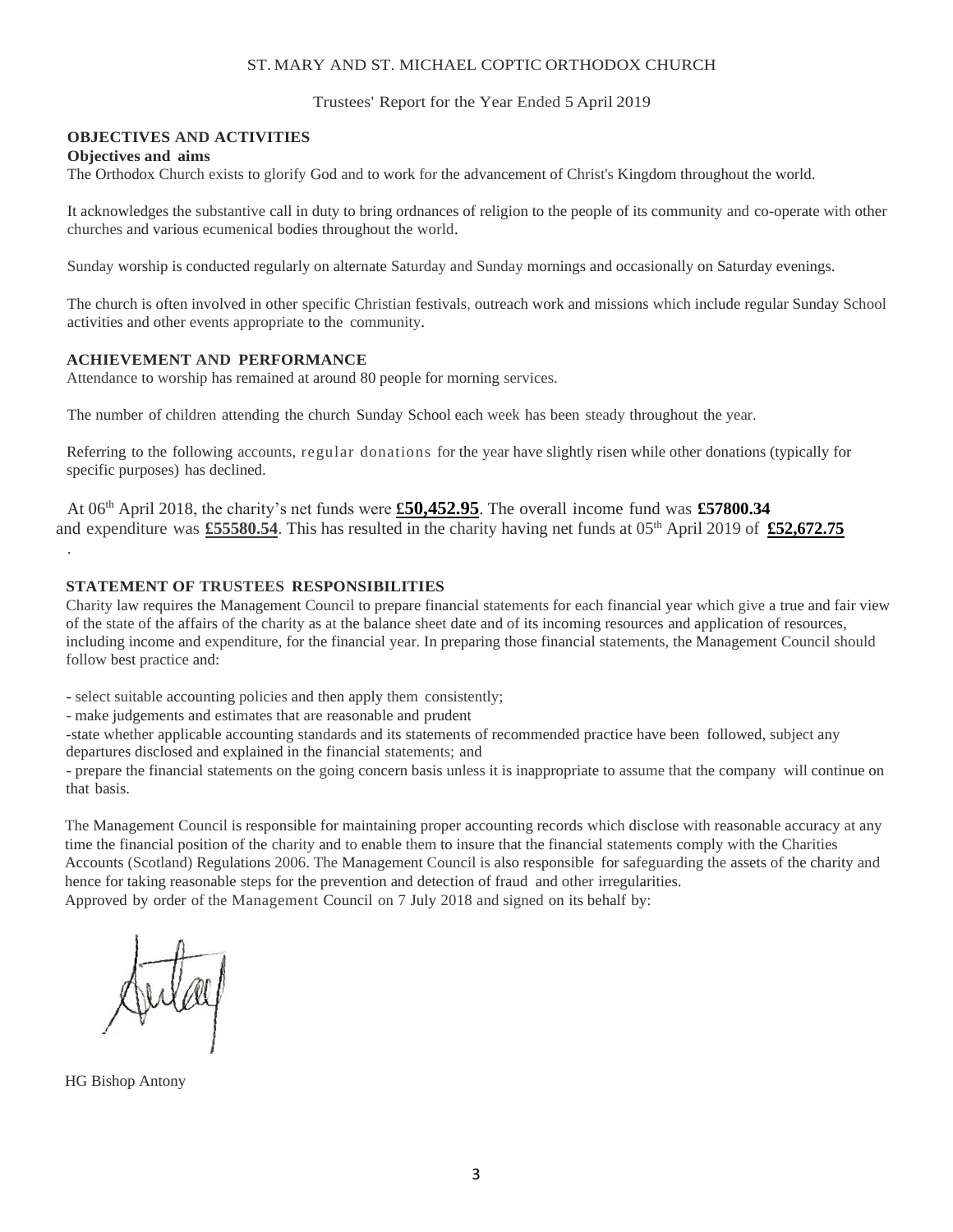ST. MARY AND ST. MICHAEL COPTIC ORTHODOX CHURCH

Trustees' Report for the Year Ended 5 April 2019

## OBJECTIVES AND ACTIVITIES

### Objectives and aims

The Orthodox Church exists to glorify God and to work for the advancement of Christ's Kingdom throughout the world.

It acknowledges the substantive call in duty to bring ordnances of religion to the people of its community and co-operate with other churches and various ecumenical bodies throughout the world.

Sunday worship is conducted regularly on alternate Saturday and Sunday mornings and occasionally on Saturday evenings.

The church is often involved in other specific Christian festivals, outreach work and missions which include regular Sunday School activities and other events appropriate to the community.

## ACHIEVEMENT AND PERFORMANCE

Attendance to worship has remained at around 80 people for morning services.

The number of children attending the church Sunday School each week has been steady throughout the year.

Referring to the following accounts, regular donations for the year have slightly risen while other donations (typically for specific purposes) has declined.

At 06th April 2018, the charity's net funds were **£50,452.95**. The overall income fund was **£57800.34** and expenditure was **£55580.54**. This has resulted in the charity having net funds at 05th April 2019 of **£52,672.75**

.

## STATEMENT OF TRUSTEES RESPONSIBILITIES

Charity law requires the Management Council to prepare financial statements for each financial year which give a true and fair view of the state of the affairs of the charity as at the balance sheet date and of its incoming resources and application of resources, including income and expenditure, for the financial year. In preparing those financial statements, the Management Council should follow best practice and:

- select suitable accounting policies and then apply them consistently;
- make judgements and estimates that are reasonable and prudent
- state whether applicable accounting standards and its statements of recommended practice have been followed, subject any departures disclosed and explained in the financial statements; and
- prepare the financial statements on the going concern basis unless it is inappropriate to assume that the company will continue on that basis.

The Management Council is responsible for maintaining proper accounting records which disclose with reasonable accuracy at any time the financial position of the charity and to enable them to insure that the financial statements comply with the Charities Accounts (Scotland) Regulations 2006. The Management Council is also responsible for safeguarding the assets of the charity and hence for taking reasonable steps for the prevention and detection of fraud and other irregularities.

Approved by order of the Management Council on 7 July 2018 and signed on its behalf by:

HG Bishop Antony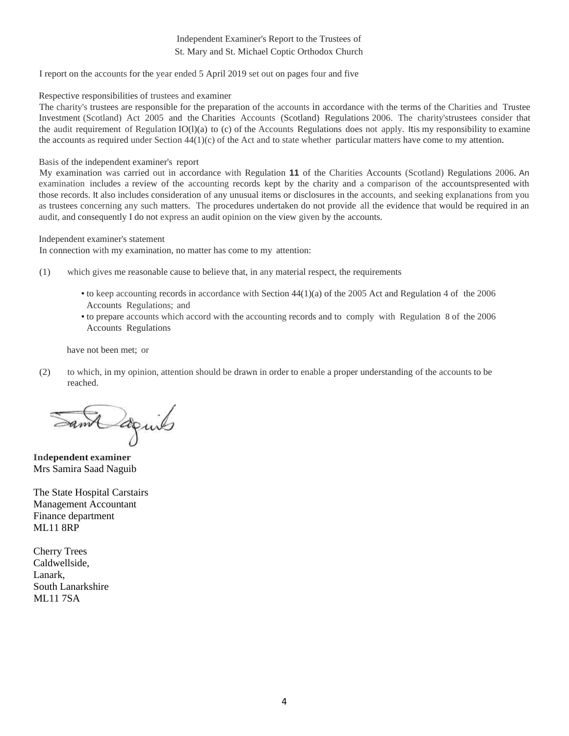Independent Examiner's Report to the Trustees of
St. Mary and St. Michael Coptic Orthodox Church

I report on the accounts for the year ended 5 April 2019 set out on pages four and five

Respective responsibilities of trustees and examiner

The charity's trustees are responsible for the preparation of the accounts in accordance with the terms of the Charities and Trustee Investment (Scotland) Act 2005 and the Charities Accounts (Scotland) Regulations 2006. The charity'strustees consider that the audit requirement of Regulation IO(l)(a) to (c) of the Accounts Regulations does not apply. Itis my responsibility to examine the accounts as required under Section 44(1)(c) of the Act and to state whether particular matters have come to my attention.

Basis of the independent examiner's report

My examination was carried out in accordance with Regulation **11** of the Charities Accounts (Scotland) Regulations 2006. An examination includes a review of the accounting records kept by the charity and a comparison of the accountspresented with those records. It also includes consideration of any unusual items or disclosures in the accounts, and seeking explanations from you as trustees concerning any such matters. The procedures undertaken do not provide all the evidence that would be required in an audit, and consequently I do not express an audit opinion on the view given by the accounts.

Independent examiner's statement

In connection with my examination, no matter has come to my attention:

(1) which gives me reasonable cause to believe that, in any material respect, the requirements

- to keep accounting records in accordance with Section 44(1)(a) of the 2005 Act and Regulation 4 of the 2006 Accounts Regulations; and
- to prepare accounts which accord with the accounting records and to comply with Regulation 8 of the 2006 Accounts Regulations

have not been met; or

(2) to which, in my opinion, attention should be drawn in order to enable a proper understanding of the accounts to be reached.

**Independent examiner**
Mrs Samira Saad Naguib

The State Hospital Carstairs
Management Accountant
Finance department
ML11 8RP

Cherry Trees
Caldwellside,
Lanark,
South Lanarkshire
ML11 7SA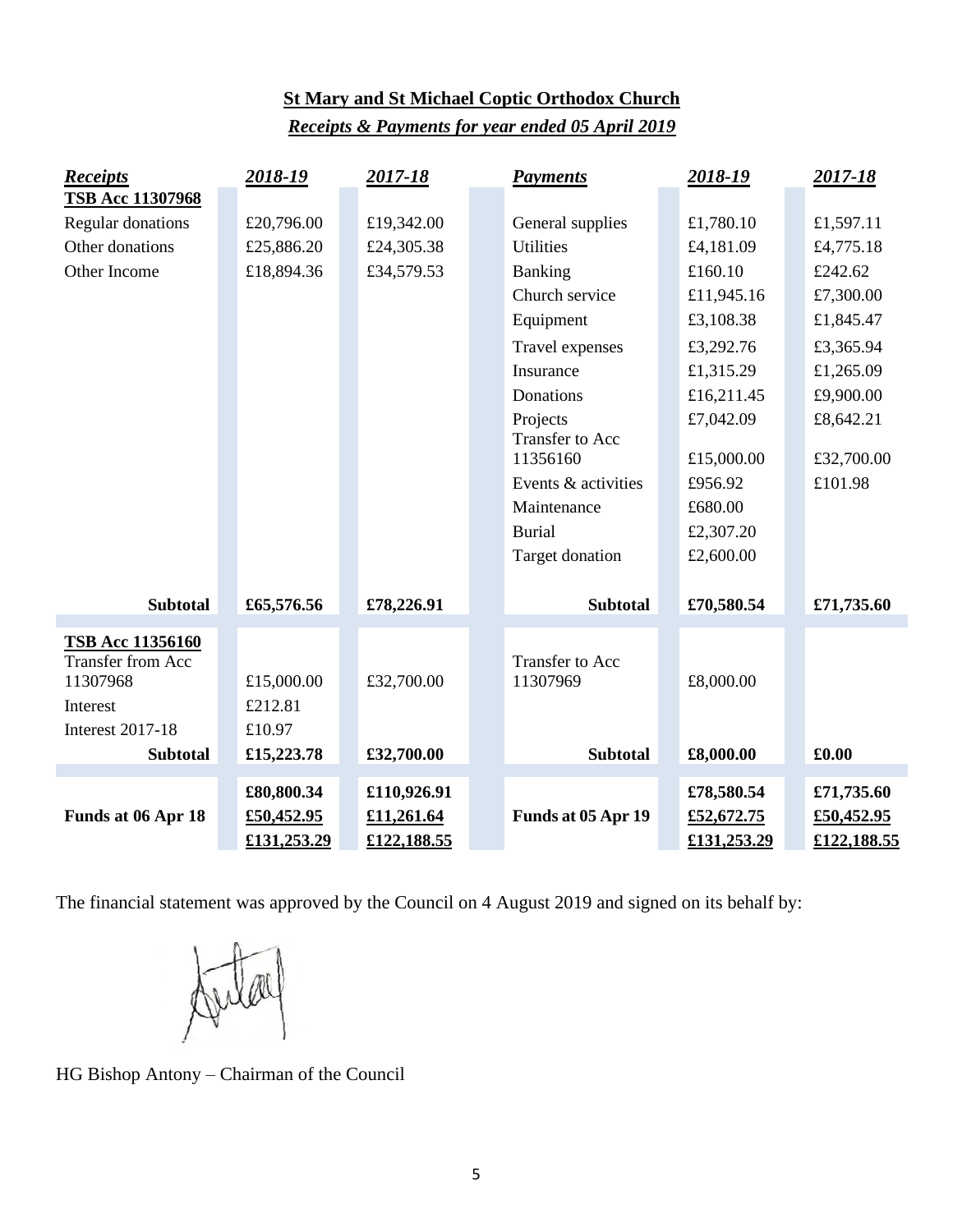**St Mary and St Michael Coptic Orthodox Church**

***Receipts & Payments for year ended 05 April 2019***

| ***Receipts*** | ***2018-19*** | ***2017-18*** | ***Payments*** | ***2018-19*** | ***2017-18*** |
|---|---|---|---|---|---|
| **TSB Acc 11307968** | | | | | |
| Regular donations | £20,796.00 | £19,342.00 | General supplies | £1,780.10 | £1,597.11 |
| Other donations | £25,886.20 | £24,305.38 | Utilities | £4,181.09 | £4,775.18 |
| Other Income | £18,894.36 | £34,579.53 | Banking | £160.10 | £242.62 |
| | | | Church service | £11,945.16 | £7,300.00 |
| | | | Equipment | £3,108.38 | £1,845.47 |
| | | | Travel expenses | £3,292.76 | £3,365.94 |
| | | | Insurance | £1,315.29 | £1,265.09 |
| | | | Donations | £16,211.45 | £9,900.00 |
| | | | Projects | £7,042.09 | £8,642.21 |
| | | | Transfer to Acc 11356160 | £15,000.00 | £32,700.00 |
| | | | Events & activities | £956.92 | £101.98 |
| | | | Maintenance | £680.00 | |
| | | | Burial | £2,307.20 | |
| | | | Target donation | £2,600.00 | |
| **Subtotal** | **£65,576.56** | **£78,226.91** | **Subtotal** | **£70,580.54** | **£71,735.60** |
| **TSB Acc 11356160** | | | | | |
| Transfer from Acc 11307968 | £15,000.00 | £32,700.00 | Transfer to Acc 11307969 | £8,000.00 | |
| Interest | £212.81 | | | | |
| Interest 2017-18 | £10.97 | | | | |
| **Subtotal** | **£15,223.78** | **£32,700.00** | **Subtotal** | **£8,000.00** | **£0.00** |
| | **£80,800.34** | **£110,926.91** | | **£78,580.54** | **£71,735.60** |
| **Funds at 06 Apr 18** | **£50,452.95** | **£11,261.64** | **Funds at 05 Apr 19** | **£52,672.75** | **£50,452.95** |
| | **£131,253.29** | **£122,188.55** | | **£131,253.29** | **£122,188.55** |

The financial statement was approved by the Council on 4 August 2019 and signed on its behalf by:

HG Bishop Antony – Chairman of the Council